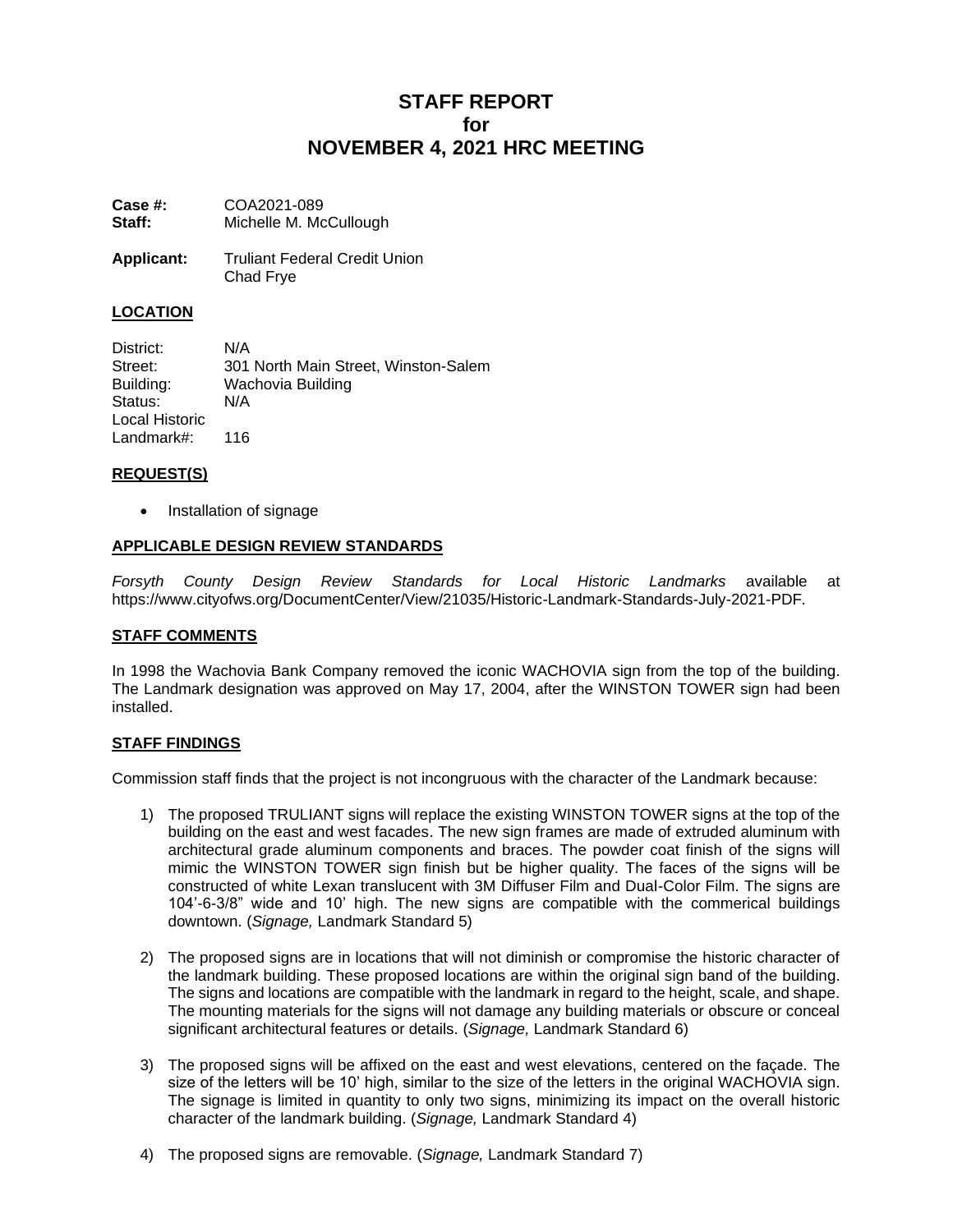# STAFF REPORT
# for
# NOVEMBER 4, 2021 HRC MEETING

**Case #:** COA2021-089
**Staff:** Michelle M. McCullough

**Applicant:** Truliant Federal Credit Union
Chad Frye

## LOCATION

District: N/A
Street: 301 North Main Street, Winston-Salem
Building: Wachovia Building
Status: N/A
Local Historic
Landmark#: 116

## REQUEST(S)

- Installation of signage

## APPLICABLE DESIGN REVIEW STANDARDS

*Forsyth County Design Review Standards for Local Historic Landmarks* available at https://www.cityofws.org/DocumentCenter/View/21035/Historic-Landmark-Standards-July-2021-PDF.

## STAFF COMMENTS

In 1998 the Wachovia Bank Company removed the iconic WACHOVIA sign from the top of the building. The Landmark designation was approved on May 17, 2004, after the WINSTON TOWER sign had been installed.

## STAFF FINDINGS

Commission staff finds that the project is not incongruous with the character of the Landmark because:

1) The proposed TRULIANT signs will replace the existing WINSTON TOWER signs at the top of the building on the east and west facades. The new sign frames are made of extruded aluminum with architectural grade aluminum components and braces. The powder coat finish of the signs will mimic the WINSTON TOWER sign finish but be higher quality. The faces of the signs will be constructed of white Lexan translucent with 3M Diffuser Film and Dual-Color Film. The signs are 104'-6-3/8" wide and 10' high. The new signs are compatible with the commerical buildings downtown. (*Signage,* Landmark Standard 5)

2) The proposed signs are in locations that will not diminish or compromise the historic character of the landmark building. These proposed locations are within the original sign band of the building. The signs and locations are compatible with the landmark in regard to the height, scale, and shape. The mounting materials for the signs will not damage any building materials or obscure or conceal significant architectural features or details. (*Signage,* Landmark Standard 6)

3) The proposed signs will be affixed on the east and west elevations, centered on the façade. The size of the letters will be 10' high, similar to the size of the letters in the original WACHOVIA sign. The signage is limited in quantity to only two signs, minimizing its impact on the overall historic character of the landmark building. (*Signage,* Landmark Standard 4)

4) The proposed signs are removable. (*Signage,* Landmark Standard 7)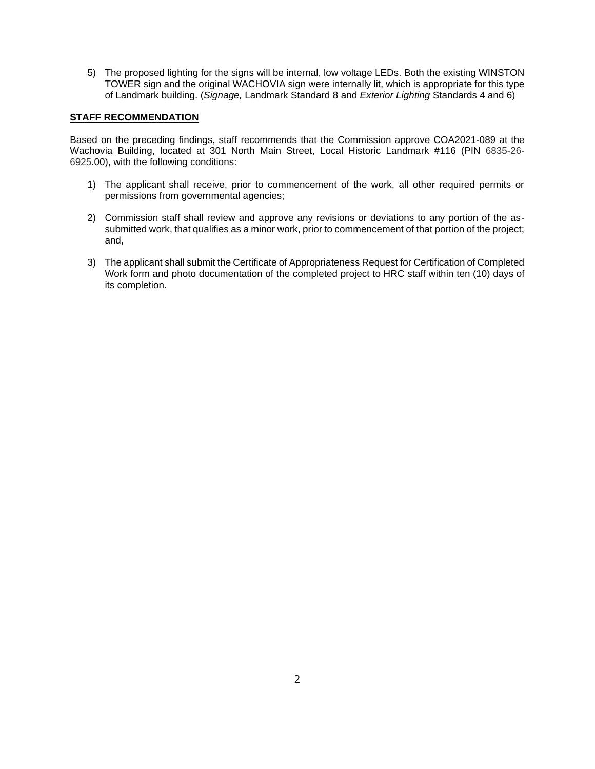5) The proposed lighting for the signs will be internal, low voltage LEDs. Both the existing WINSTON TOWER sign and the original WACHOVIA sign were internally lit, which is appropriate for this type of Landmark building. (*Signage,* Landmark Standard 8 and *Exterior Lighting* Standards 4 and 6)

## STAFF RECOMMENDATION

Based on the preceding findings, staff recommends that the Commission approve COA2021-089 at the Wachovia Building, located at 301 North Main Street, Local Historic Landmark #116 (PIN 6835-26-6925.00), with the following conditions:

1) The applicant shall receive, prior to commencement of the work, all other required permits or permissions from governmental agencies;

2) Commission staff shall review and approve any revisions or deviations to any portion of the as-submitted work, that qualifies as a minor work, prior to commencement of that portion of the project; and,

3) The applicant shall submit the Certificate of Appropriateness Request for Certification of Completed Work form and photo documentation of the completed project to HRC staff within ten (10) days of its completion.